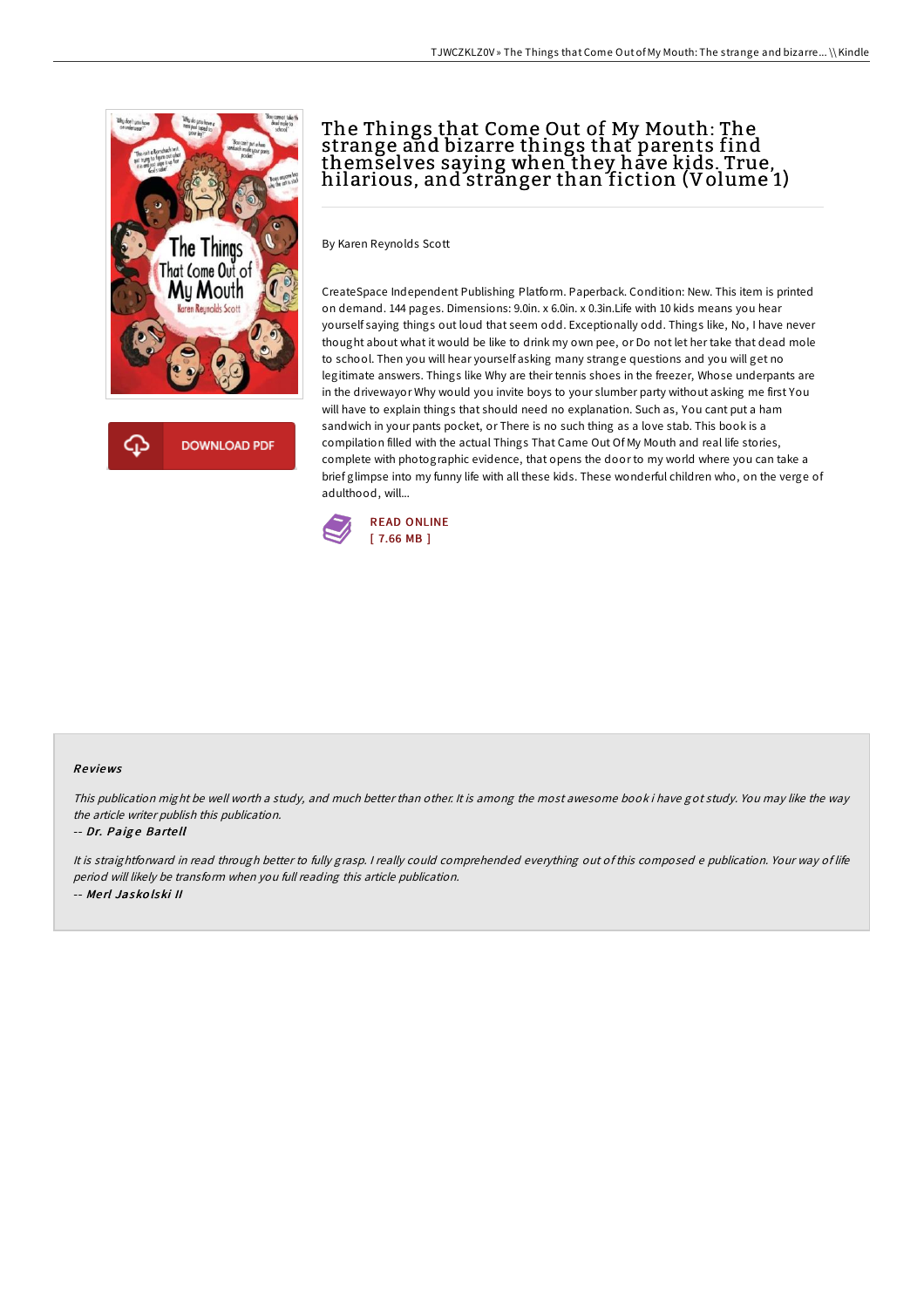# The Things that Come Out of My Mouth: The strange and bizarre things that parents find themselves saying when they have kids. True, hilarious, and stranger than fiction (Volume 1)

By Karen Reynolds Scott

CreateSpace Independent Publishing Platform. Paperback. Condition: New. This item is printed on demand. 144 pages. Dimensions: 9.0in. x 6.0in. x 0.3in.Life with 10 kids means you hear yourself saying things out loud that seem odd. Exceptionally odd. Things like, No, I have never thought about what it would be like to drink my own pee, or Do not let her take that dead mole to school. Then you will hear yourself asking many strange questions and you will get no legitimate answers. Things like Why are their tennis shoes in the freezer, Whose underpants are in the drivewayor Why would you invite boys to your slumber party without asking me first You will have to explain things that should need no explanation. Such as, You cant put a ham sandwich in your pants pocket, or There is no such thing as a love stab. This book is a compilation filled with the actual Things That Came Out Of My Mouth and real life stories, complete with photographic evidence, that opens the door to my world where you can take a brief glimpse into my funny life with all these kids. These wonderful children who, on the verge of adulthood, will...

DOWNLOAD PDF

READ ONLINE
[ 7.66 MB ]

## Reviews

*This publication might be well worth a study, and much better than other. It is among the most awesome book i have got study. You may like the way the article writer publish this publication.*

-- *Dr. Paige Bartell*

*It is straightforward in read through better to fully grasp. I really could comprehended everything out of this composed e publication. Your way of life period will likely be transform when you full reading this article publication.*

-- *Merl Jaskolski II*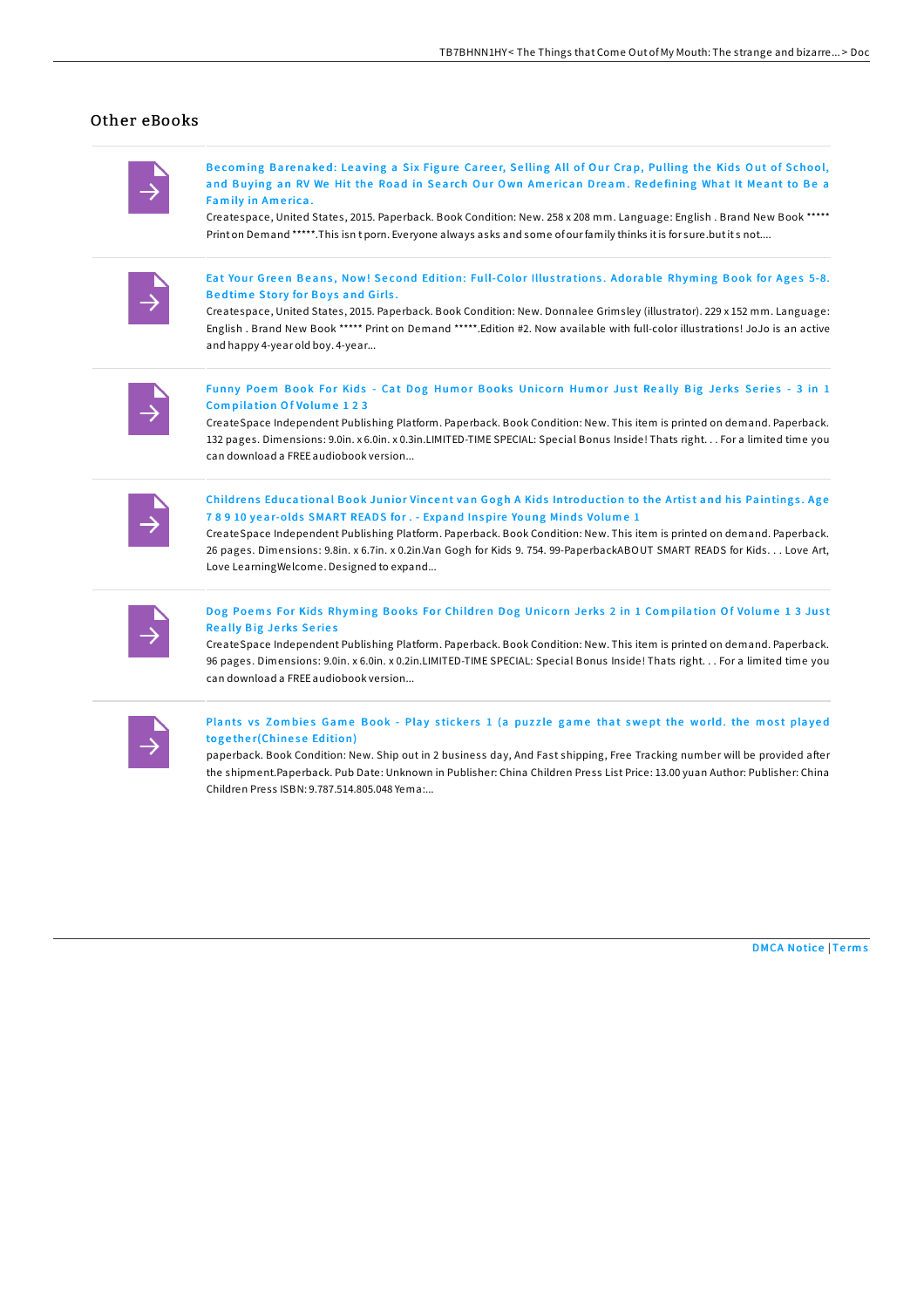## Other eBooks

**Becoming Barenaked: Leaving a Six Figure Career, Selling All of Our Crap, Pulling the Kids Out of School, and Buying an RV We Hit the Road in Search Our Own American Dream. Redefining What It Meant to Be a Family in America.**

Createspace, United States, 2015. Paperback. Book Condition: New. 258 x 208 mm. Language: English . Brand New Book ***** Print on Demand *****.This isn t porn. Everyone always asks and some of our family thinks it is for sure.but it s not....

**Eat Your Green Beans, Now! Second Edition: Full-Color Illustrations. Adorable Rhyming Book for Ages 5-8. Bedtime Story for Boys and Girls.**

Createspace, United States, 2015. Paperback. Book Condition: New. Donnalee Grimsley (illustrator). 229 x 152 mm. Language: English . Brand New Book ***** Print on Demand *****.Edition #2. Now available with full-color illustrations! JoJo is an active and happy 4-year old boy. 4-year...

**Funny Poem Book For Kids - Cat Dog Humor Books Unicorn Humor Just Really Big Jerks Series - 3 in 1 Compilation Of Volume 1 2 3**

CreateSpace Independent Publishing Platform. Paperback. Book Condition: New. This item is printed on demand. Paperback. 132 pages. Dimensions: 9.0in. x 6.0in. x 0.3in.LIMITED-TIME SPECIAL: Special Bonus Inside! Thats right. . . For a limited time you can download a FREE audiobook version...

**Childrens Educational Book Junior Vincent van Gogh A Kids Introduction to the Artist and his Paintings. Age 7 8 9 10 year-olds SMART READS for . - Expand Inspire Young Minds Volume 1**

CreateSpace Independent Publishing Platform. Paperback. Book Condition: New. This item is printed on demand. Paperback. 26 pages. Dimensions: 9.8in. x 6.7in. x 0.2in.Van Gogh for Kids 9. 754. 99-PaperbackABOUT SMART READS for Kids. . . Love Art, Love LearningWelcome. Designed to expand...

**Dog Poems For Kids Rhyming Books For Children Dog Unicorn Jerks 2 in 1 Compilation Of Volume 1 3 Just Really Big Jerks Series**

CreateSpace Independent Publishing Platform. Paperback. Book Condition: New. This item is printed on demand. Paperback. 96 pages. Dimensions: 9.0in. x 6.0in. x 0.2in.LIMITED-TIME SPECIAL: Special Bonus Inside! Thats right. . . For a limited time you can download a FREE audiobook version...

**Plants vs Zombies Game Book - Play stickers 1 (a puzzle game that swept the world. the most played together(Chinese Edition)**

paperback. Book Condition: New. Ship out in 2 business day, And Fast shipping, Free Tracking number will be provided after the shipment.Paperback. Pub Date: Unknown in Publisher: China Children Press List Price: 13.00 yuan Author: Publisher: China Children Press ISBN: 9.787.514.805.048 Yema:...

DMCA Notice | Terms